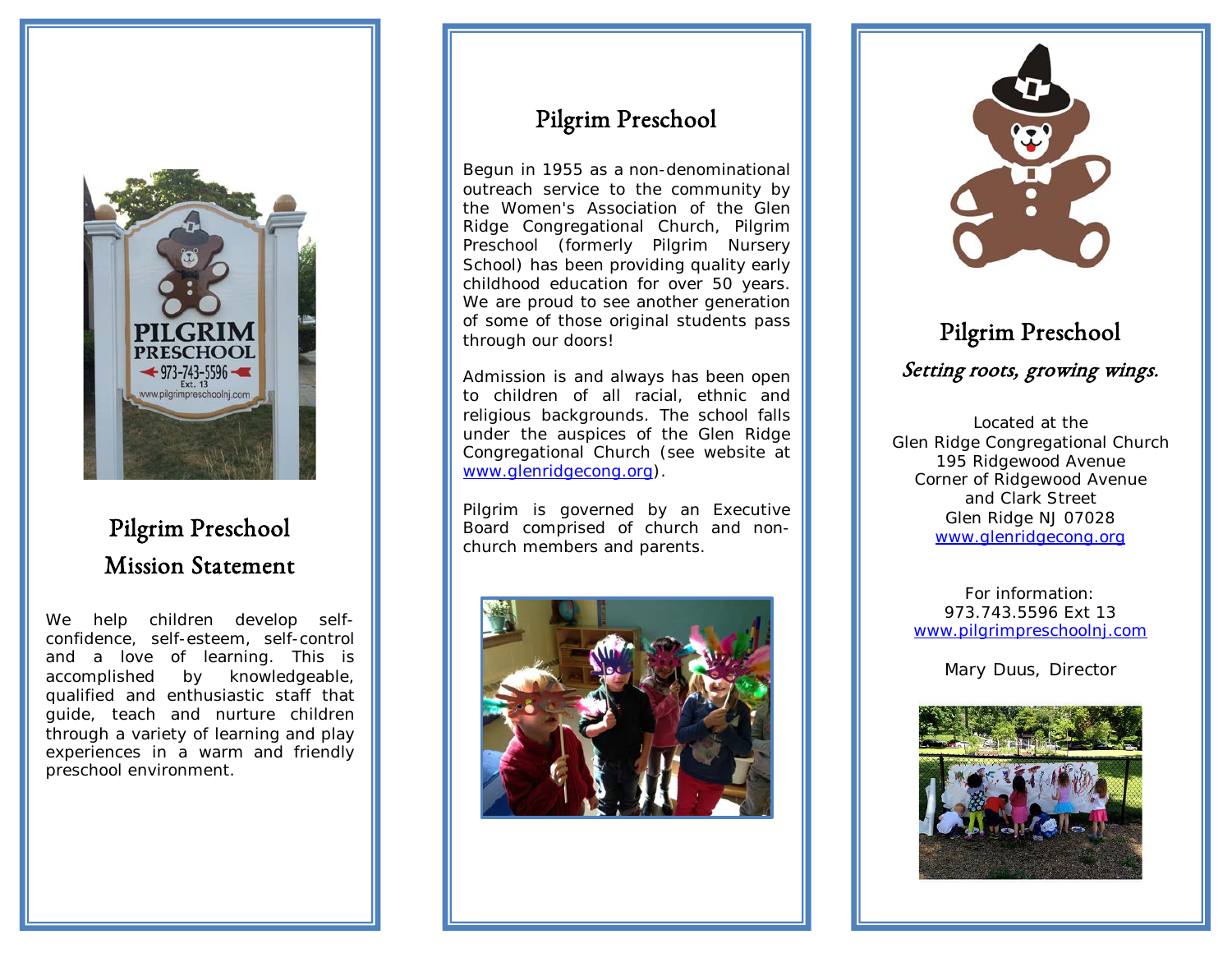## Pilgrim Preschool Mission Statement

We help children develop self-confidence, self-esteem, self-control and a love of learning. This is accomplished by knowledgeable, qualified and enthusiastic staff that guide, teach and nurture children through a variety of learning and play experiences in a warm and friendly preschool environment.

## Pilgrim Preschool

Begun in 1955 as a non-denominational outreach service to the community by the Women's Association of the Glen Ridge Congregational Church, Pilgrim Preschool (formerly Pilgrim Nursery School) has been providing quality early childhood education for over 50 years. We are proud to see another generation of some of those original students pass through our doors!

Admission is and always has been open to children of all racial, ethnic and religious backgrounds. The school falls under the auspices of the Glen Ridge Congregational Church (see website at www.glenridgecong.org).

Pilgrim is governed by an Executive Board comprised of church and non-church members and parents.

## Pilgrim Preschool

*Setting roots, growing wings.*

Located at the
Glen Ridge Congregational Church
195 Ridgewood Avenue
Corner of Ridgewood Avenue
and Clark Street
Glen Ridge NJ 07028
www.glenridgecong.org

For information:
973.743.5596 Ext 13
www.pilgrimpreschoolnj.com

Mary Duus, Director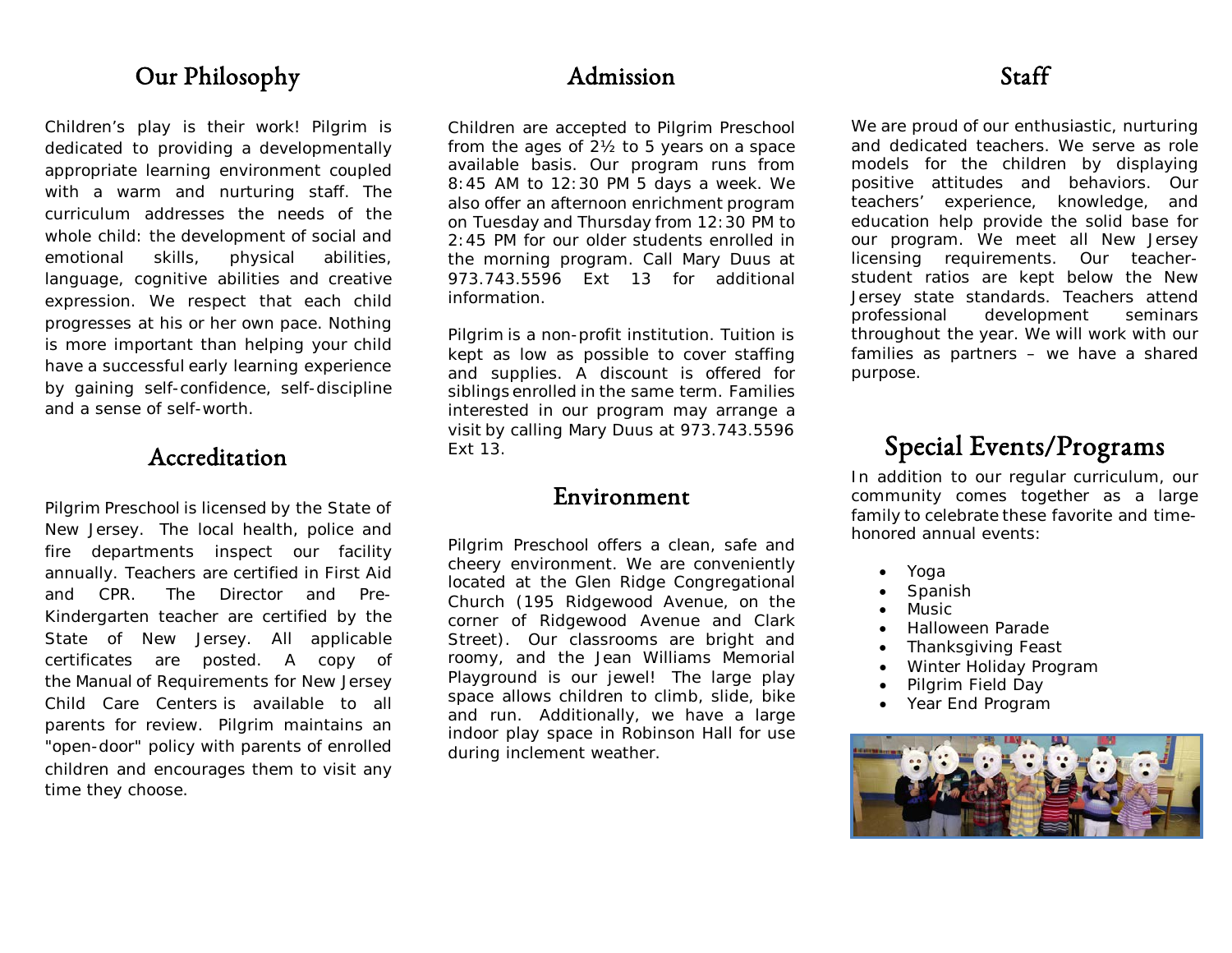## Our Philosophy

Children's play is their work! Pilgrim is dedicated to providing a developmentally appropriate learning environment coupled with a warm and nurturing staff. The curriculum addresses the needs of the whole child: the development of social and emotional skills, physical abilities, language, cognitive abilities and creative expression. We respect that each child progresses at his or her own pace. Nothing is more important than helping your child have a successful early learning experience by gaining self-confidence, self-discipline and a sense of self-worth.

## Accreditation

Pilgrim Preschool is licensed by the State of New Jersey. The local health, police and fire departments inspect our facility annually. Teachers are certified in First Aid and CPR. The Director and Pre-Kindergarten teacher are certified by the State of New Jersey. All applicable certificates are posted. A copy of the Manual of Requirements for New Jersey Child Care Centers is available to all parents for review. Pilgrim maintains an "open-door" policy with parents of enrolled children and encourages them to visit any time they choose.

## Admission

Children are accepted to Pilgrim Preschool from the ages of 2½ to 5 years on a space available basis. Our program runs from 8:45 AM to 12:30 PM 5 days a week. We also offer an afternoon enrichment program on Tuesday and Thursday from 12:30 PM to 2:45 PM for our older students enrolled in the morning program. Call Mary Duus at 973.743.5596 Ext 13 for additional information.

Pilgrim is a non-profit institution. Tuition is kept as low as possible to cover staffing and supplies. A discount is offered for siblings enrolled in the same term. Families interested in our program may arrange a visit by calling Mary Duus at 973.743.5596 Ext 13.

## Environment

Pilgrim Preschool offers a clean, safe and cheery environment. We are conveniently located at the Glen Ridge Congregational Church (195 Ridgewood Avenue, on the corner of Ridgewood Avenue and Clark Street). Our classrooms are bright and roomy, and the Jean Williams Memorial Playground is our jewel! The large play space allows children to climb, slide, bike and run. Additionally, we have a large indoor play space in Robinson Hall for use during inclement weather.

## Staff

We are proud of our enthusiastic, nurturing and dedicated teachers. We serve as role models for the children by displaying positive attitudes and behaviors. Our teachers' experience, knowledge, and education help provide the solid base for our program. We meet all New Jersey licensing requirements. Our teacher-student ratios are kept below the New Jersey state standards. Teachers attend professional development seminars throughout the year. We will work with our families as partners – we have a shared purpose.

## Special Events/Programs

In addition to our regular curriculum, our community comes together as a large family to celebrate these favorite and time-honored annual events:

- Yoga
- Spanish
- Music
- Halloween Parade
- Thanksgiving Feast
- Winter Holiday Program
- Pilgrim Field Day
- Year End Program